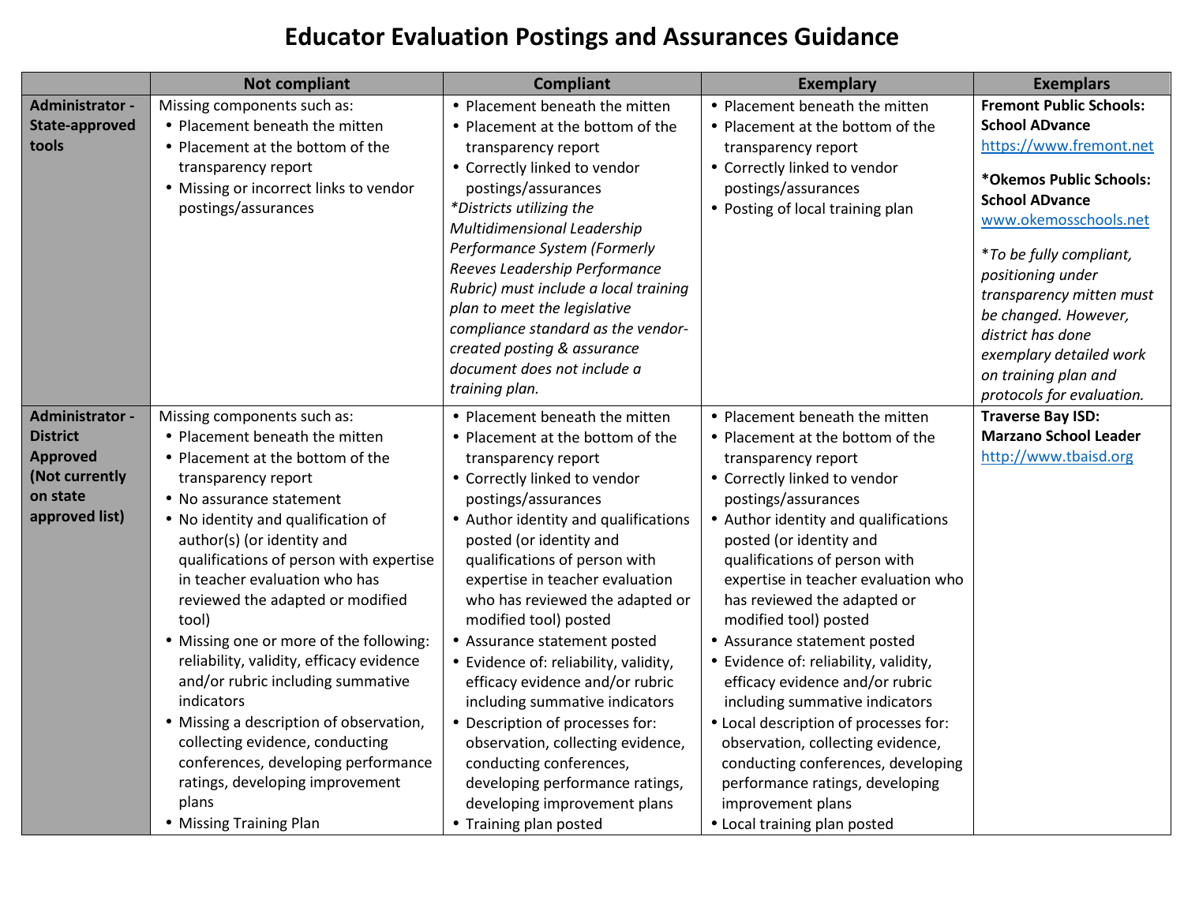# Educator Evaluation Postings and Assurances Guidance

| | Not compliant | Compliant | Exemplary | Exemplars |
|---|---|---|---|---|
| **Administrator - State-approved tools** | Missing components such as:<br>• Placement beneath the mitten<br>• Placement at the bottom of the transparency report<br>• Missing or incorrect links to vendor postings/assurances | • Placement beneath the mitten<br>• Placement at the bottom of the transparency report<br>• Correctly linked to vendor postings/assurances<br>*\*Districts utilizing the Multidimensional Leadership Performance System (Formerly Reeves Leadership Performance Rubric) must include a local training plan to meet the legislative compliance standard as the vendor-created posting & assurance document does not include a training plan.* | • Placement beneath the mitten<br>• Placement at the bottom of the transparency report<br>• Correctly linked to vendor postings/assurances<br>• Posting of local training plan | **Fremont Public Schools: School ADvance**<br>https://www.fremont.net<br><br>**\*Okemos Public Schools: School ADvance**<br>www.okemosschools.net<br><br>*\*To be fully compliant, positioning under transparency mitten must be changed. However, district has done exemplary detailed work on training plan and protocols for evaluation.* |
| **Administrator - District Approved (Not currently on state approved list)** | Missing components such as:<br>• Placement beneath the mitten<br>• Placement at the bottom of the transparency report<br>• No assurance statement<br>• No identity and qualification of author(s) (or identity and qualifications of person with expertise in teacher evaluation who has reviewed the adapted or modified tool)<br>• Missing one or more of the following: reliability, validity, efficacy evidence and/or rubric including summative indicators<br>• Missing a description of observation, collecting evidence, conducting conferences, developing performance ratings, developing improvement plans<br>• Missing Training Plan | • Placement beneath the mitten<br>• Placement at the bottom of the transparency report<br>• Correctly linked to vendor postings/assurances<br>• Author identity and qualifications posted (or identity and qualifications of person with expertise in teacher evaluation who has reviewed the adapted or modified tool) posted<br>• Assurance statement posted<br>• Evidence of: reliability, validity, efficacy evidence and/or rubric including summative indicators<br>• Description of processes for: observation, collecting evidence, conducting conferences, developing performance ratings, developing improvement plans<br>• Training plan posted | • Placement beneath the mitten<br>• Placement at the bottom of the transparency report<br>• Correctly linked to vendor postings/assurances<br>• Author identity and qualifications posted (or identity and qualifications of person with expertise in teacher evaluation who has reviewed the adapted or modified tool) posted<br>• Assurance statement posted<br>• Evidence of: reliability, validity, efficacy evidence and/or rubric including summative indicators<br>• Local description of processes for: observation, collecting evidence, conducting conferences, developing performance ratings, developing improvement plans<br>• Local training plan posted | **Traverse Bay ISD: Marzano School Leader**<br>http://www.tbaisd.org |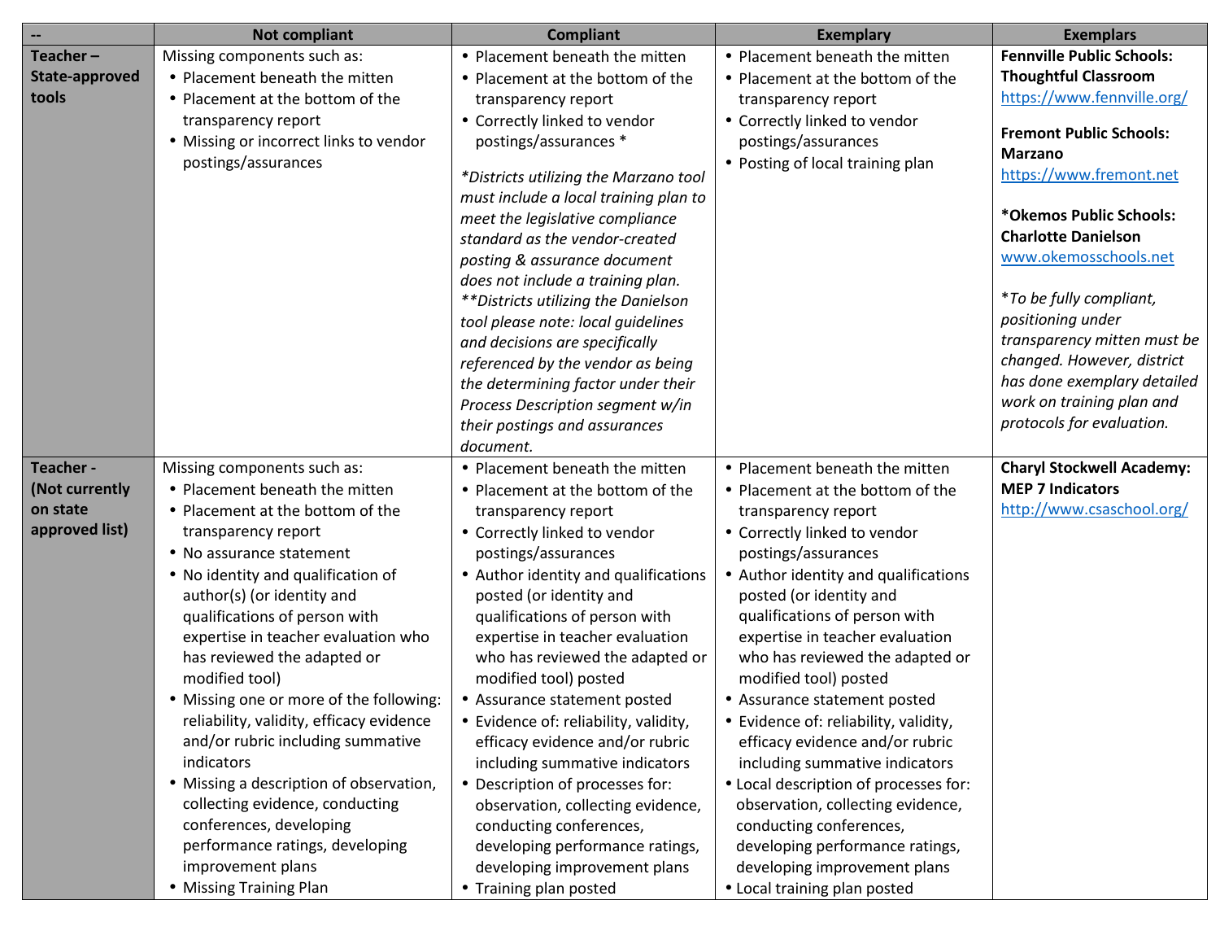| -- | Not compliant | Compliant | Exemplary | Exemplars |
|---|---|---|---|---|
| **Teacher – State-approved tools** | Missing components such as:<br>• Placement beneath the mitten<br>• Placement at the bottom of the transparency report<br>• Missing or incorrect links to vendor postings/assurances | • Placement beneath the mitten<br>• Placement at the bottom of the transparency report<br>• Correctly linked to vendor postings/assurances *<br>*\*Districts utilizing the Marzano tool must include a local training plan to meet the legislative compliance standard as the vendor-created posting & assurance document does not include a training plan.*<br>*\*\*Districts utilizing the Danielson tool please note: local guidelines and decisions are specifically referenced by the vendor as being the determining factor under their Process Description segment w/in their postings and assurances document.* | • Placement beneath the mitten<br>• Placement at the bottom of the transparency report<br>• Correctly linked to vendor postings/assurances<br>• Posting of local training plan | **Fennville Public Schools: Thoughtful Classroom**<br>https://www.fennville.org/<br><br>**Fremont Public Schools: Marzano**<br>https://www.fremont.net<br><br>**\*Okemos Public Schools: Charlotte Danielson**<br>www.okemosschools.net<br><br>*\*To be fully compliant, positioning under transparency mitten must be changed. However, district has done exemplary detailed work on training plan and protocols for evaluation.* |
| **Teacher - (Not currently on state approved list)** | Missing components such as:<br>• Placement beneath the mitten<br>• Placement at the bottom of the transparency report<br>• No assurance statement<br>• No identity and qualification of author(s) (or identity and qualifications of person with expertise in teacher evaluation who has reviewed the adapted or modified tool)<br>• Missing one or more of the following: reliability, validity, efficacy evidence and/or rubric including summative indicators<br>• Missing a description of observation, collecting evidence, conducting conferences, developing performance ratings, developing improvement plans<br>• Missing Training Plan | • Placement beneath the mitten<br>• Placement at the bottom of the transparency report<br>• Correctly linked to vendor postings/assurances<br>• Author identity and qualifications posted (or identity and qualifications of person with expertise in teacher evaluation who has reviewed the adapted or modified tool) posted<br>• Assurance statement posted<br>• Evidence of: reliability, validity, efficacy evidence and/or rubric including summative indicators<br>• Description of processes for: observation, collecting evidence, conducting conferences, developing performance ratings, developing improvement plans<br>• Training plan posted | • Placement beneath the mitten<br>• Placement at the bottom of the transparency report<br>• Correctly linked to vendor postings/assurances<br>• Author identity and qualifications posted (or identity and qualifications of person with expertise in teacher evaluation who has reviewed the adapted or modified tool) posted<br>• Assurance statement posted<br>• Evidence of: reliability, validity, efficacy evidence and/or rubric including summative indicators<br>• Local description of processes for: observation, collecting evidence, conducting conferences, developing performance ratings, developing improvement plans<br>• Local training plan posted | **Charyl Stockwell Academy: MEP 7 Indicators**<br>http://www.csaschool.org/ |